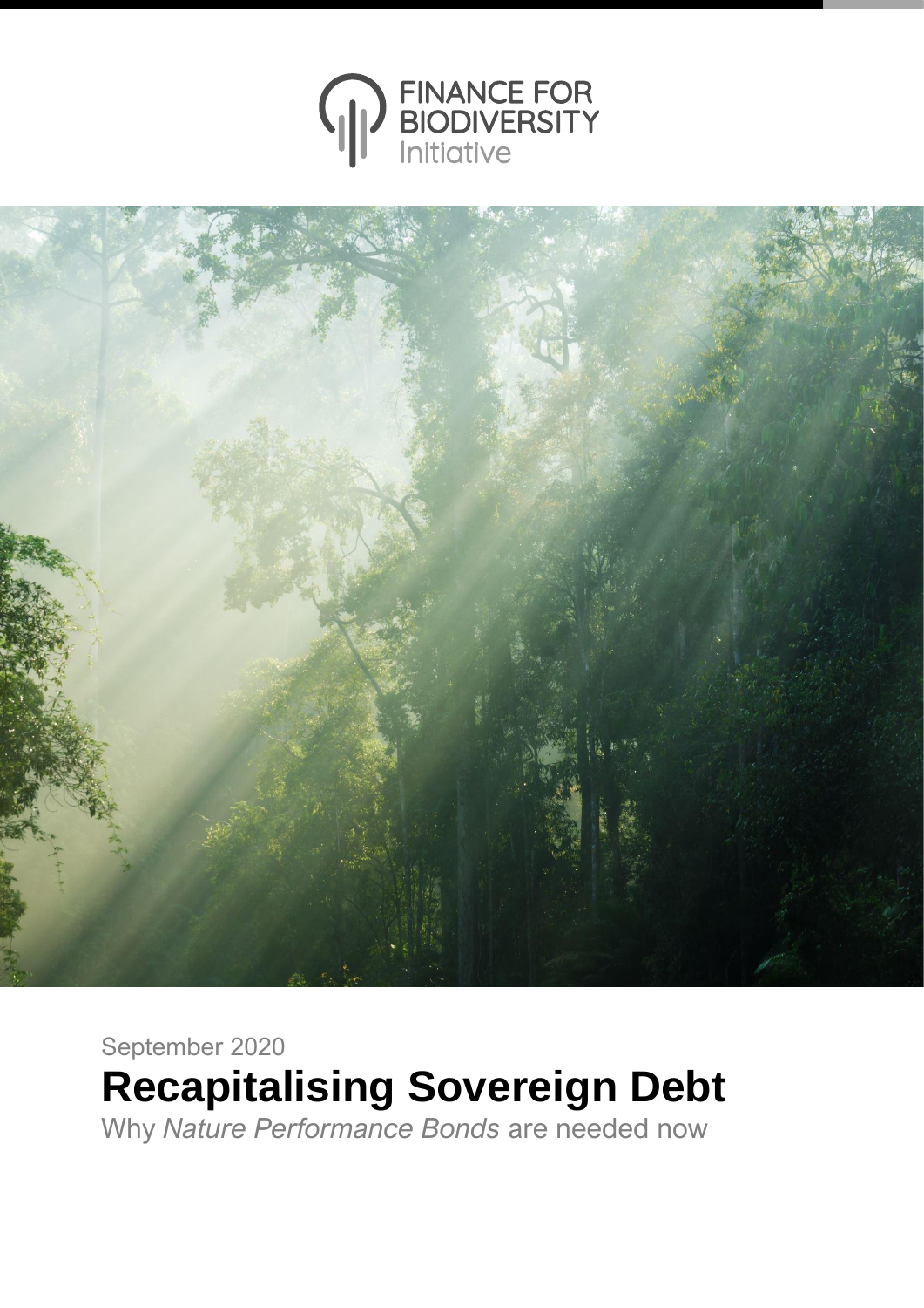FINANCE FOR BIODIVERSITY Initiative

September 2020

# Recapitalising Sovereign Debt

Why *Nature Performance Bonds* are needed now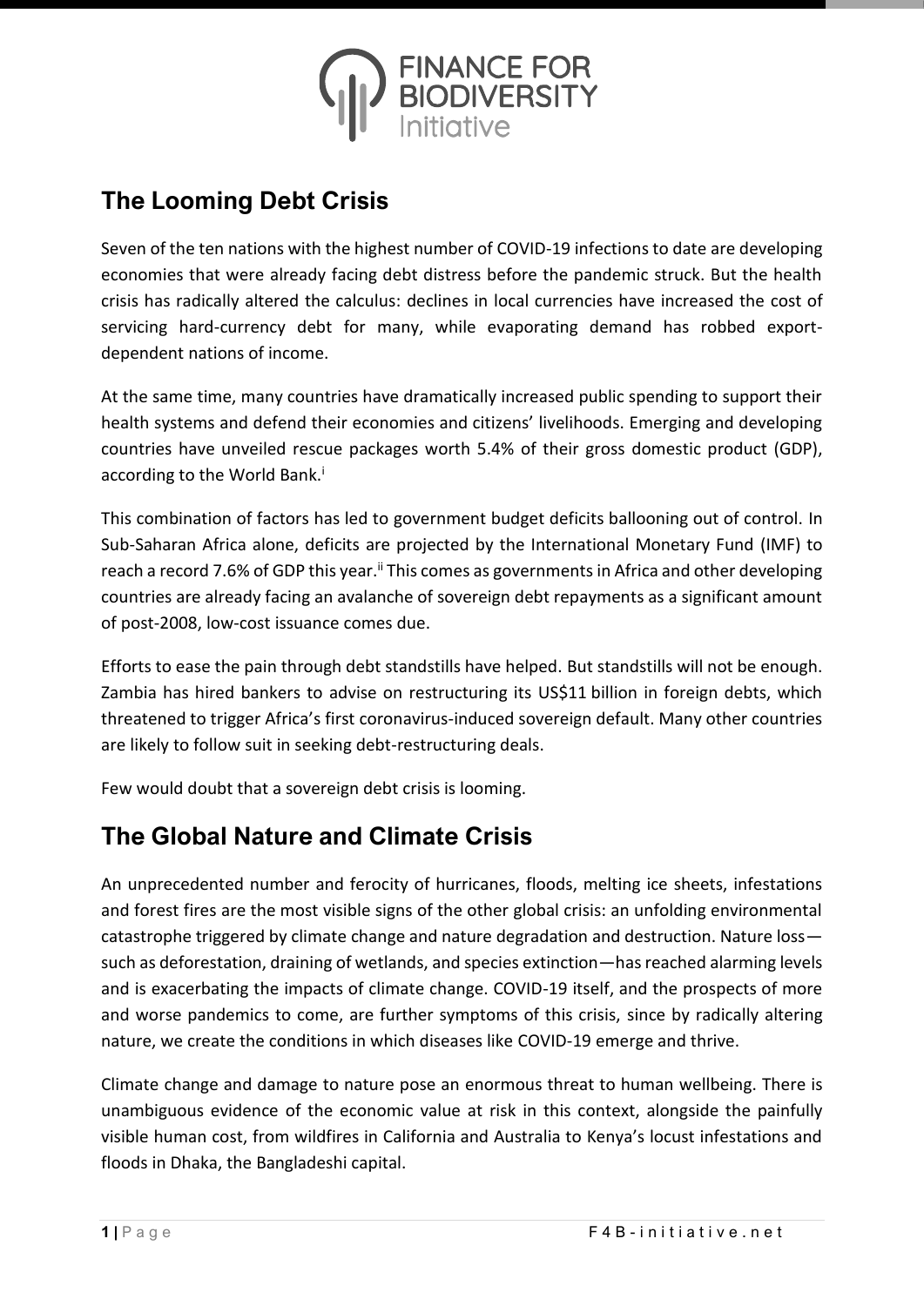## The Looming Debt Crisis

Seven of the ten nations with the highest number of COVID-19 infections to date are developing economies that were already facing debt distress before the pandemic struck. But the health crisis has radically altered the calculus: declines in local currencies have increased the cost of servicing hard-currency debt for many, while evaporating demand has robbed export-dependent nations of income.

At the same time, many countries have dramatically increased public spending to support their health systems and defend their economies and citizens' livelihoods. Emerging and developing countries have unveiled rescue packages worth 5.4% of their gross domestic product (GDP), according to the World Bank.[i]

This combination of factors has led to government budget deficits ballooning out of control. In Sub-Saharan Africa alone, deficits are projected by the International Monetary Fund (IMF) to reach a record 7.6% of GDP this year.[ii] This comes as governments in Africa and other developing countries are already facing an avalanche of sovereign debt repayments as a significant amount of post-2008, low-cost issuance comes due.

Efforts to ease the pain through debt standstills have helped. But standstills will not be enough. Zambia has hired bankers to advise on restructuring its US$11 billion in foreign debts, which threatened to trigger Africa's first coronavirus-induced sovereign default. Many other countries are likely to follow suit in seeking debt-restructuring deals.

Few would doubt that a sovereign debt crisis is looming.

## The Global Nature and Climate Crisis

An unprecedented number and ferocity of hurricanes, floods, melting ice sheets, infestations and forest fires are the most visible signs of the other global crisis: an unfolding environmental catastrophe triggered by climate change and nature degradation and destruction. Nature loss—such as deforestation, draining of wetlands, and species extinction—has reached alarming levels and is exacerbating the impacts of climate change. COVID-19 itself, and the prospects of more and worse pandemics to come, are further symptoms of this crisis, since by radically altering nature, we create the conditions in which diseases like COVID-19 emerge and thrive.

Climate change and damage to nature pose an enormous threat to human wellbeing. There is unambiguous evidence of the economic value at risk in this context, alongside the painfully visible human cost, from wildfires in California and Australia to Kenya's locust infestations and floods in Dhaka, the Bangladeshi capital.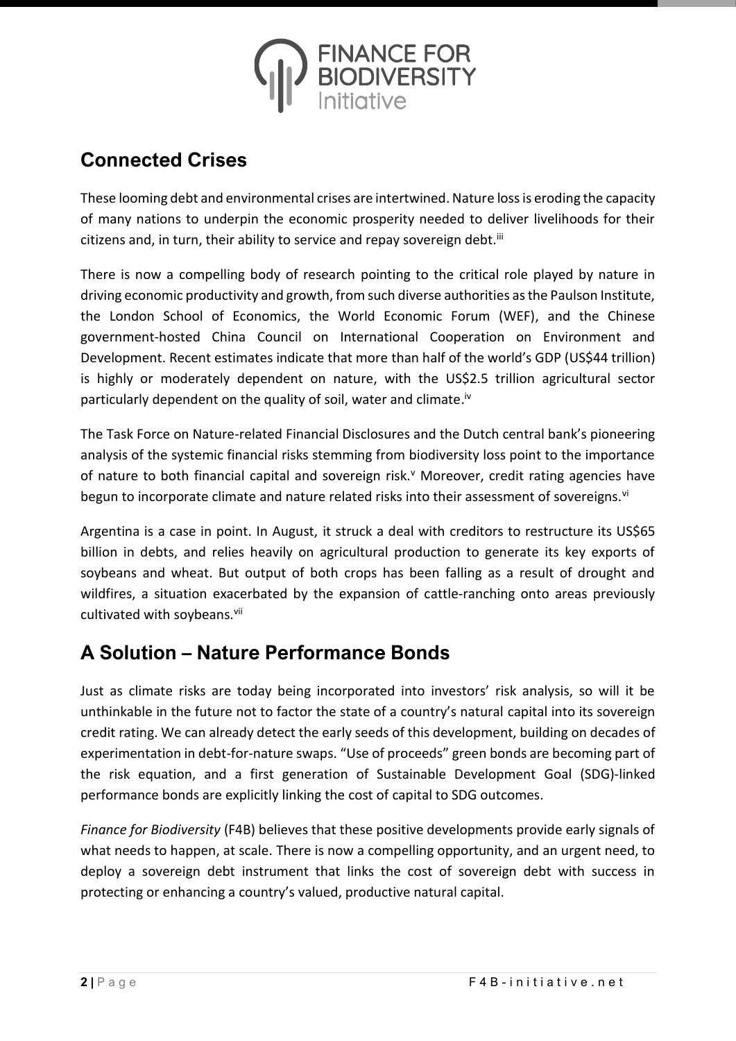## Connected Crises

These looming debt and environmental crises are intertwined. Nature loss is eroding the capacity of many nations to underpin the economic prosperity needed to deliver livelihoods for their citizens and, in turn, their ability to service and repay sovereign debt.[iii]

There is now a compelling body of research pointing to the critical role played by nature in driving economic productivity and growth, from such diverse authorities as the Paulson Institute, the London School of Economics, the World Economic Forum (WEF), and the Chinese government-hosted China Council on International Cooperation on Environment and Development. Recent estimates indicate that more than half of the world's GDP (US$44 trillion) is highly or moderately dependent on nature, with the US$2.5 trillion agricultural sector particularly dependent on the quality of soil, water and climate.[iv]

The Task Force on Nature-related Financial Disclosures and the Dutch central bank's pioneering analysis of the systemic financial risks stemming from biodiversity loss point to the importance of nature to both financial capital and sovereign risk.[v] Moreover, credit rating agencies have begun to incorporate climate and nature related risks into their assessment of sovereigns.[vi]

Argentina is a case in point. In August, it struck a deal with creditors to restructure its US$65 billion in debts, and relies heavily on agricultural production to generate its key exports of soybeans and wheat. But output of both crops has been falling as a result of drought and wildfires, a situation exacerbated by the expansion of cattle-ranching onto areas previously cultivated with soybeans.[vii]

## A Solution – Nature Performance Bonds

Just as climate risks are today being incorporated into investors' risk analysis, so will it be unthinkable in the future not to factor the state of a country's natural capital into its sovereign credit rating. We can already detect the early seeds of this development, building on decades of experimentation in debt-for-nature swaps. "Use of proceeds" green bonds are becoming part of the risk equation, and a first generation of Sustainable Development Goal (SDG)-linked performance bonds are explicitly linking the cost of capital to SDG outcomes.

*Finance for Biodiversity* (F4B) believes that these positive developments provide early signals of what needs to happen, at scale. There is now a compelling opportunity, and an urgent need, to deploy a sovereign debt instrument that links the cost of sovereign debt with success in protecting or enhancing a country's valued, productive natural capital.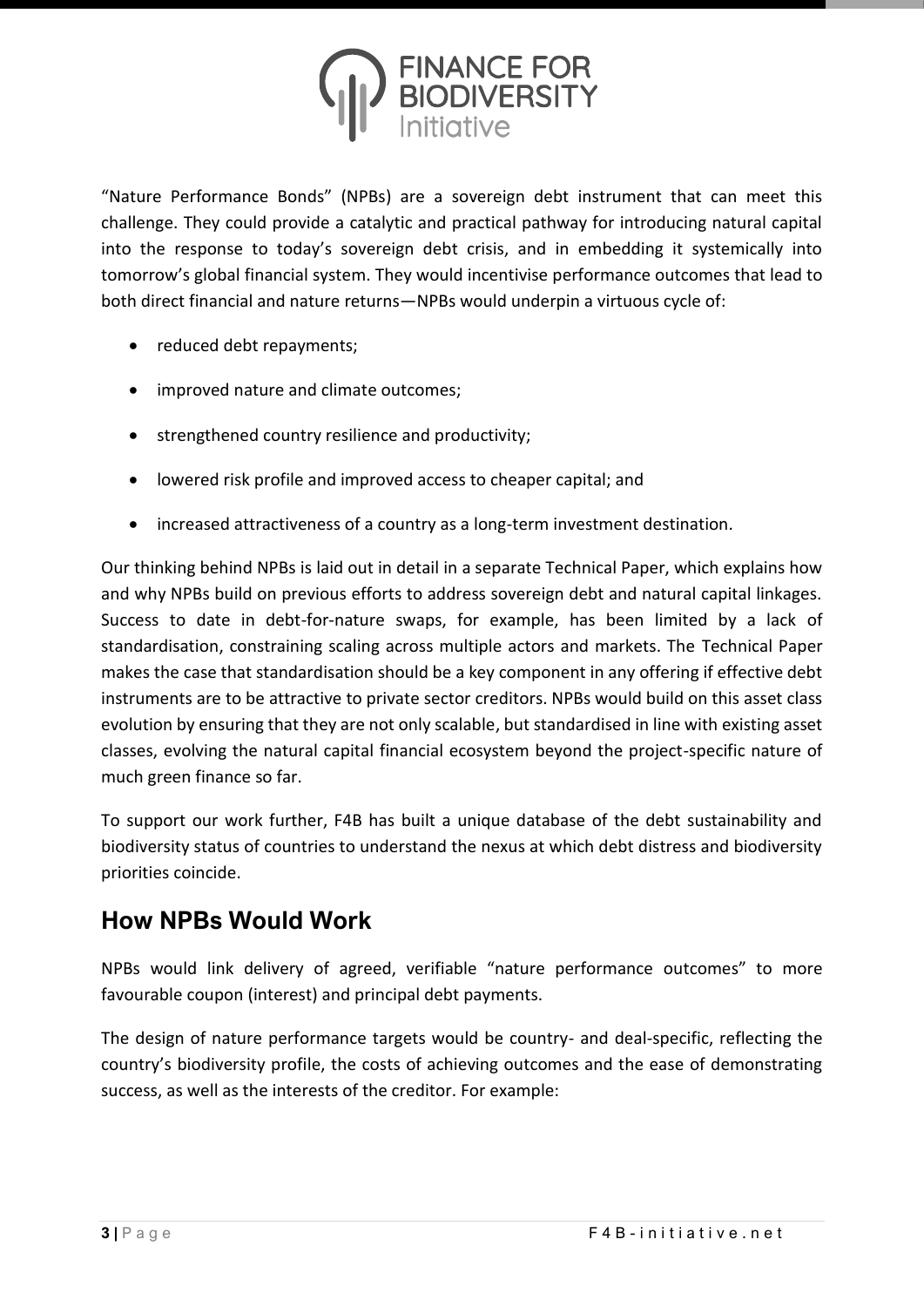"Nature Performance Bonds" (NPBs) are a sovereign debt instrument that can meet this challenge. They could provide a catalytic and practical pathway for introducing natural capital into the response to today's sovereign debt crisis, and in embedding it systemically into tomorrow's global financial system. They would incentivise performance outcomes that lead to both direct financial and nature returns—NPBs would underpin a virtuous cycle of:

- reduced debt repayments;
- improved nature and climate outcomes;
- strengthened country resilience and productivity;
- lowered risk profile and improved access to cheaper capital; and
- increased attractiveness of a country as a long-term investment destination.

Our thinking behind NPBs is laid out in detail in a separate Technical Paper, which explains how and why NPBs build on previous efforts to address sovereign debt and natural capital linkages. Success to date in debt-for-nature swaps, for example, has been limited by a lack of standardisation, constraining scaling across multiple actors and markets. The Technical Paper makes the case that standardisation should be a key component in any offering if effective debt instruments are to be attractive to private sector creditors. NPBs would build on this asset class evolution by ensuring that they are not only scalable, but standardised in line with existing asset classes, evolving the natural capital financial ecosystem beyond the project-specific nature of much green finance so far.

To support our work further, F4B has built a unique database of the debt sustainability and biodiversity status of countries to understand the nexus at which debt distress and biodiversity priorities coincide.

## How NPBs Would Work

NPBs would link delivery of agreed, verifiable "nature performance outcomes" to more favourable coupon (interest) and principal debt payments.

The design of nature performance targets would be country- and deal-specific, reflecting the country's biodiversity profile, the costs of achieving outcomes and the ease of demonstrating success, as well as the interests of the creditor. For example: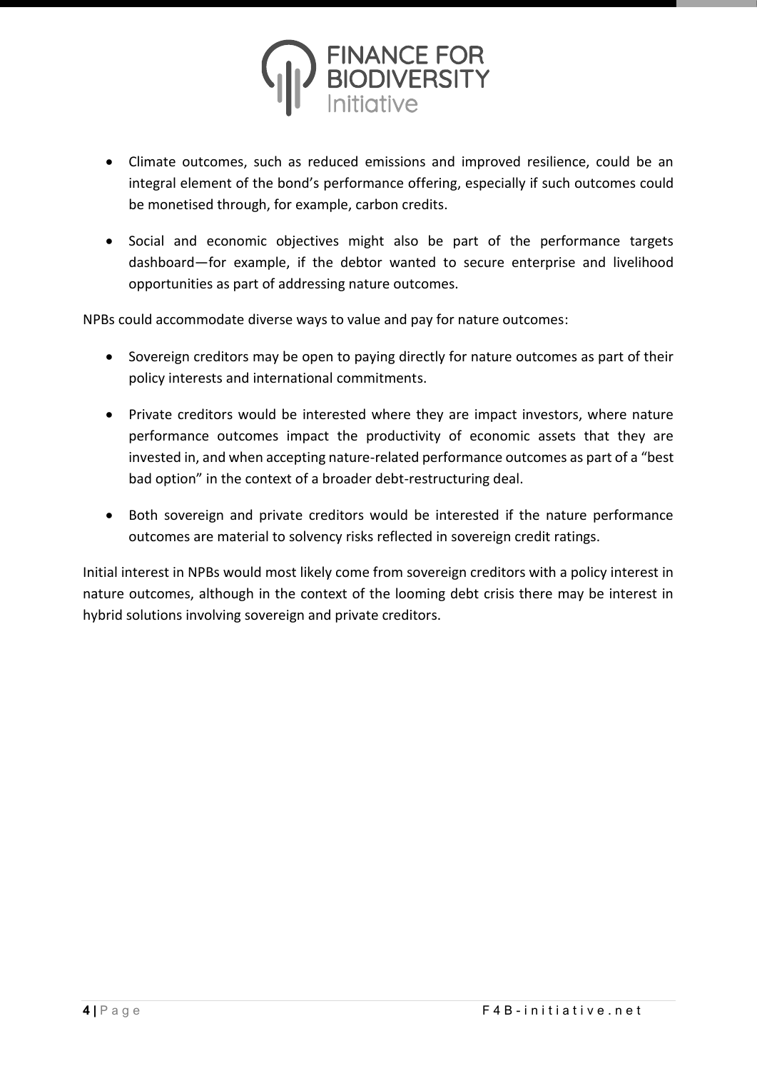- Climate outcomes, such as reduced emissions and improved resilience, could be an integral element of the bond's performance offering, especially if such outcomes could be monetised through, for example, carbon credits.
- Social and economic objectives might also be part of the performance targets dashboard—for example, if the debtor wanted to secure enterprise and livelihood opportunities as part of addressing nature outcomes.

NPBs could accommodate diverse ways to value and pay for nature outcomes:

- Sovereign creditors may be open to paying directly for nature outcomes as part of their policy interests and international commitments.
- Private creditors would be interested where they are impact investors, where nature performance outcomes impact the productivity of economic assets that they are invested in, and when accepting nature-related performance outcomes as part of a "best bad option" in the context of a broader debt-restructuring deal.
- Both sovereign and private creditors would be interested if the nature performance outcomes are material to solvency risks reflected in sovereign credit ratings.

Initial interest in NPBs would most likely come from sovereign creditors with a policy interest in nature outcomes, although in the context of the looming debt crisis there may be interest in hybrid solutions involving sovereign and private creditors.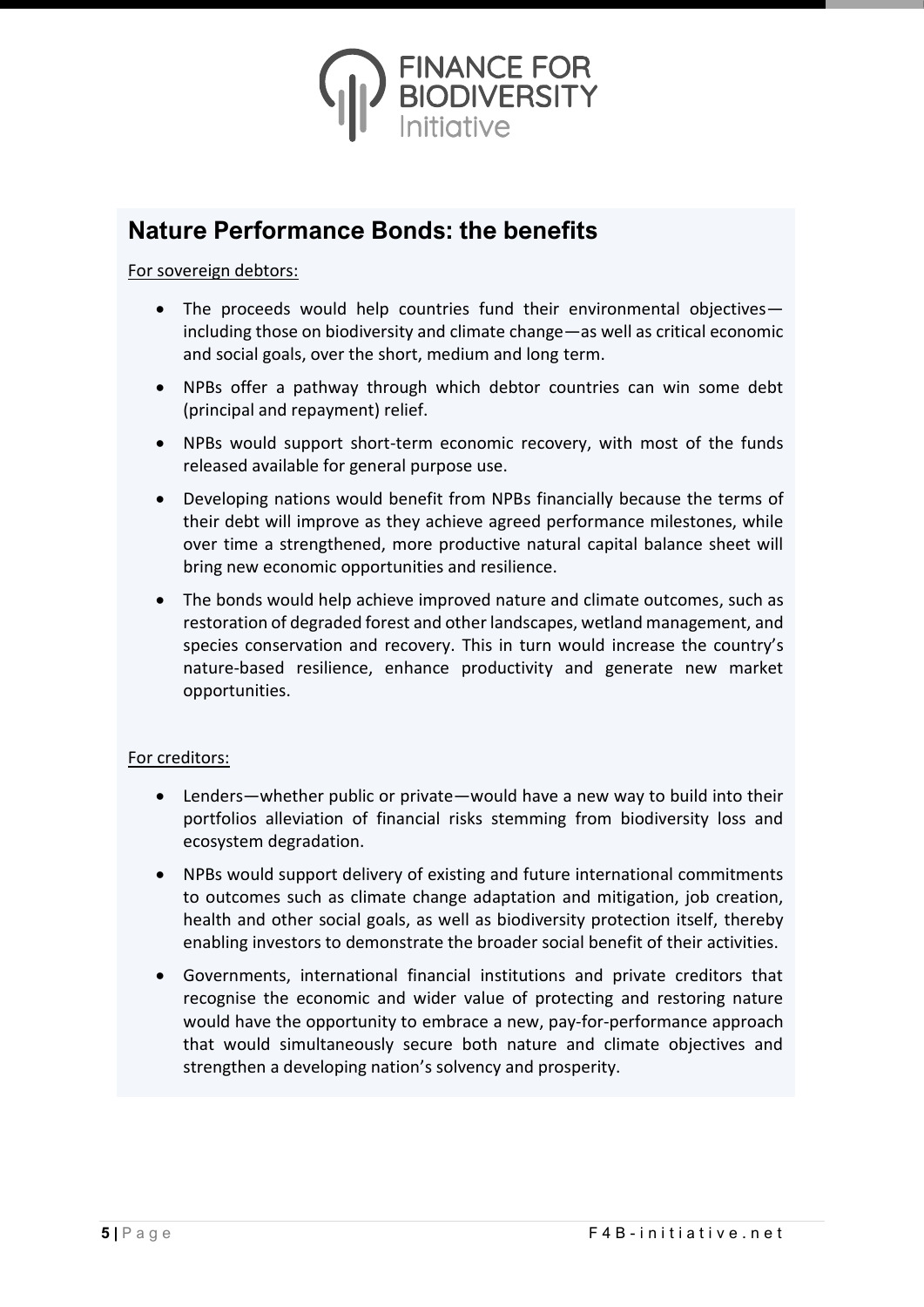## Nature Performance Bonds: the benefits

For sovereign debtors:

- The proceeds would help countries fund their environmental objectives—including those on biodiversity and climate change—as well as critical economic and social goals, over the short, medium and long term.
- NPBs offer a pathway through which debtor countries can win some debt (principal and repayment) relief.
- NPBs would support short-term economic recovery, with most of the funds released available for general purpose use.
- Developing nations would benefit from NPBs financially because the terms of their debt will improve as they achieve agreed performance milestones, while over time a strengthened, more productive natural capital balance sheet will bring new economic opportunities and resilience.
- The bonds would help achieve improved nature and climate outcomes, such as restoration of degraded forest and other landscapes, wetland management, and species conservation and recovery. This in turn would increase the country's nature-based resilience, enhance productivity and generate new market opportunities.

For creditors:

- Lenders—whether public or private—would have a new way to build into their portfolios alleviation of financial risks stemming from biodiversity loss and ecosystem degradation.
- NPBs would support delivery of existing and future international commitments to outcomes such as climate change adaptation and mitigation, job creation, health and other social goals, as well as biodiversity protection itself, thereby enabling investors to demonstrate the broader social benefit of their activities.
- Governments, international financial institutions and private creditors that recognise the economic and wider value of protecting and restoring nature would have the opportunity to embrace a new, pay-for-performance approach that would simultaneously secure both nature and climate objectives and strengthen a developing nation's solvency and prosperity.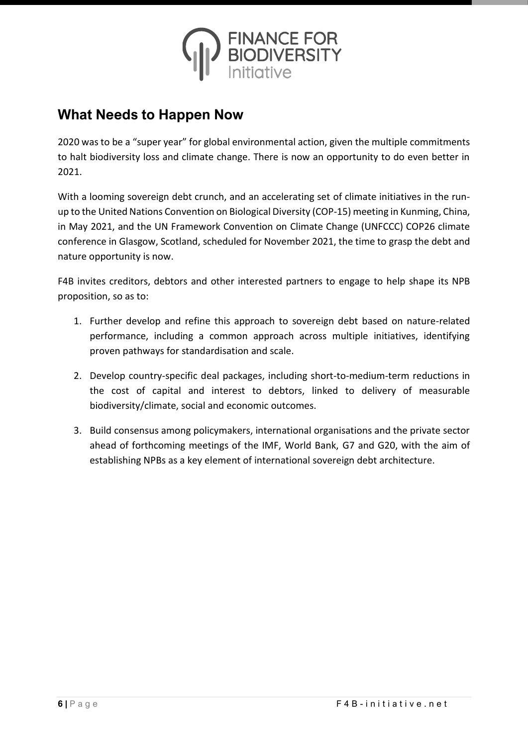## What Needs to Happen Now

2020 was to be a "super year" for global environmental action, given the multiple commitments to halt biodiversity loss and climate change. There is now an opportunity to do even better in 2021.

With a looming sovereign debt crunch, and an accelerating set of climate initiatives in the run-up to the United Nations Convention on Biological Diversity (COP-15) meeting in Kunming, China, in May 2021, and the UN Framework Convention on Climate Change (UNFCCC) COP26 climate conference in Glasgow, Scotland, scheduled for November 2021, the time to grasp the debt and nature opportunity is now.

F4B invites creditors, debtors and other interested partners to engage to help shape its NPB proposition, so as to:

1. Further develop and refine this approach to sovereign debt based on nature-related performance, including a common approach across multiple initiatives, identifying proven pathways for standardisation and scale.
2. Develop country-specific deal packages, including short-to-medium-term reductions in the cost of capital and interest to debtors, linked to delivery of measurable biodiversity/climate, social and economic outcomes.
3. Build consensus among policymakers, international organisations and the private sector ahead of forthcoming meetings of the IMF, World Bank, G7 and G20, with the aim of establishing NPBs as a key element of international sovereign debt architecture.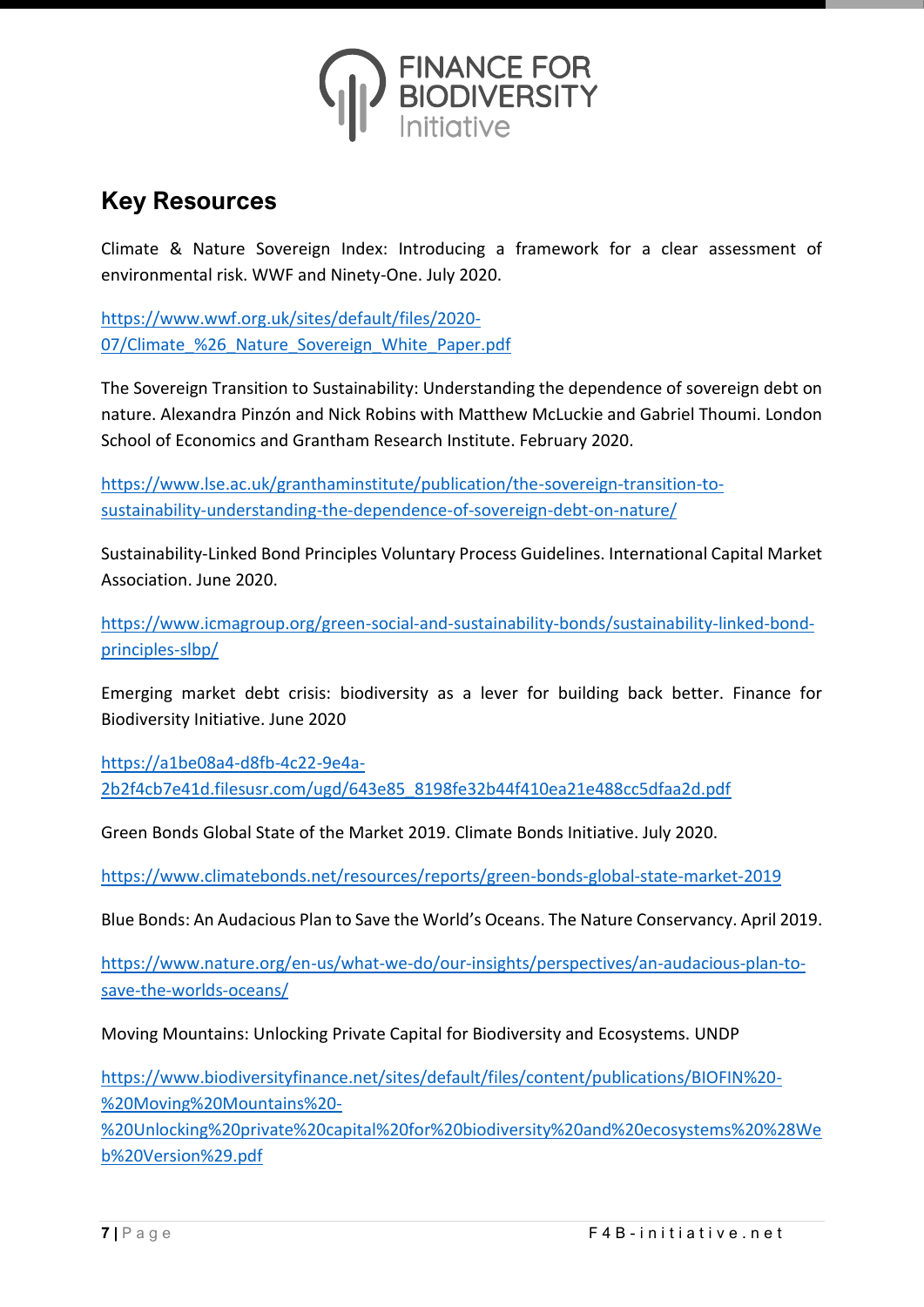## Key Resources

Climate & Nature Sovereign Index: Introducing a framework for a clear assessment of environmental risk. WWF and Ninety-One. July 2020.

https://www.wwf.org.uk/sites/default/files/2020-07/Climate_%26_Nature_Sovereign_White_Paper.pdf

The Sovereign Transition to Sustainability: Understanding the dependence of sovereign debt on nature. Alexandra Pinzón and Nick Robins with Matthew McLuckie and Gabriel Thoumi. London School of Economics and Grantham Research Institute. February 2020.

https://www.lse.ac.uk/granthaminstitute/publication/the-sovereign-transition-to-sustainability-understanding-the-dependence-of-sovereign-debt-on-nature/

Sustainability-Linked Bond Principles Voluntary Process Guidelines. International Capital Market Association. June 2020.

https://www.icmagroup.org/green-social-and-sustainability-bonds/sustainability-linked-bond-principles-slbp/

Emerging market debt crisis: biodiversity as a lever for building back better. Finance for Biodiversity Initiative. June 2020

https://a1be08a4-d8fb-4c22-9e4a-2b2f4cb7e41d.filesusr.com/ugd/643e85_8198fe32b44f410ea21e488cc5dfaa2d.pdf

Green Bonds Global State of the Market 2019. Climate Bonds Initiative. July 2020.

https://www.climatebonds.net/resources/reports/green-bonds-global-state-market-2019

Blue Bonds: An Audacious Plan to Save the World's Oceans. The Nature Conservancy. April 2019.

https://www.nature.org/en-us/what-we-do/our-insights/perspectives/an-audacious-plan-to-save-the-worlds-oceans/

Moving Mountains: Unlocking Private Capital for Biodiversity and Ecosystems. UNDP

https://www.biodiversityfinance.net/sites/default/files/content/publications/BIOFIN%20-%20Moving%20Mountains%20-%20Unlocking%20private%20capital%20for%20biodiversity%20and%20ecosystems%20%28Web%20Version%29.pdf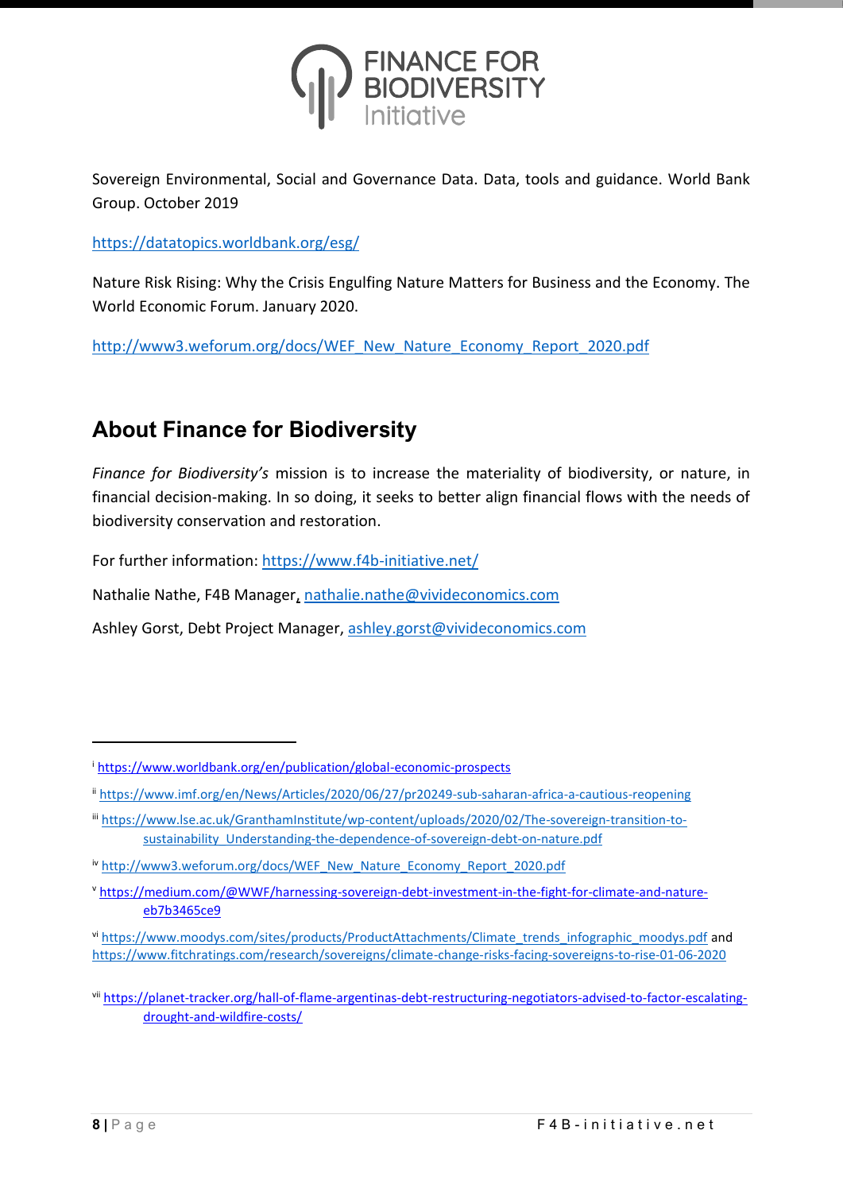Sovereign Environmental, Social and Governance Data. Data, tools and guidance. World Bank Group. October 2019

https://datatopics.worldbank.org/esg/

Nature Risk Rising: Why the Crisis Engulfing Nature Matters for Business and the Economy. The World Economic Forum. January 2020.

http://www3.weforum.org/docs/WEF_New_Nature_Economy_Report_2020.pdf

## About Finance for Biodiversity

*Finance for Biodiversity's* mission is to increase the materiality of biodiversity, or nature, in financial decision-making. In so doing, it seeks to better align financial flows with the needs of biodiversity conservation and restoration.

For further information: https://www.f4b-initiative.net/

Nathalie Nathe, F4B Manager, nathalie.nathe@vivideconomics.com

Ashley Gorst, Debt Project Manager, ashley.gorst@vivideconomics.com

---

[i] https://www.worldbank.org/en/publication/global-economic-prospects

[ii] https://www.imf.org/en/News/Articles/2020/06/27/pr20249-sub-saharan-africa-a-cautious-reopening

[iii] https://www.lse.ac.uk/GranthamInstitute/wp-content/uploads/2020/02/The-sovereign-transition-to-sustainability_Understanding-the-dependence-of-sovereign-debt-on-nature.pdf

[iv] http://www3.weforum.org/docs/WEF_New_Nature_Economy_Report_2020.pdf

[v] https://medium.com/@WWF/harnessing-sovereign-debt-investment-in-the-fight-for-climate-and-nature-eb7b3465ce9

[vi] https://www.moodys.com/sites/products/ProductAttachments/Climate_trends_infographic_moodys.pdf and https://www.fitchratings.com/research/sovereigns/climate-change-risks-facing-sovereigns-to-rise-01-06-2020

[vii] https://planet-tracker.org/hall-of-flame-argentinas-debt-restructuring-negotiators-advised-to-factor-escalating-drought-and-wildfire-costs/